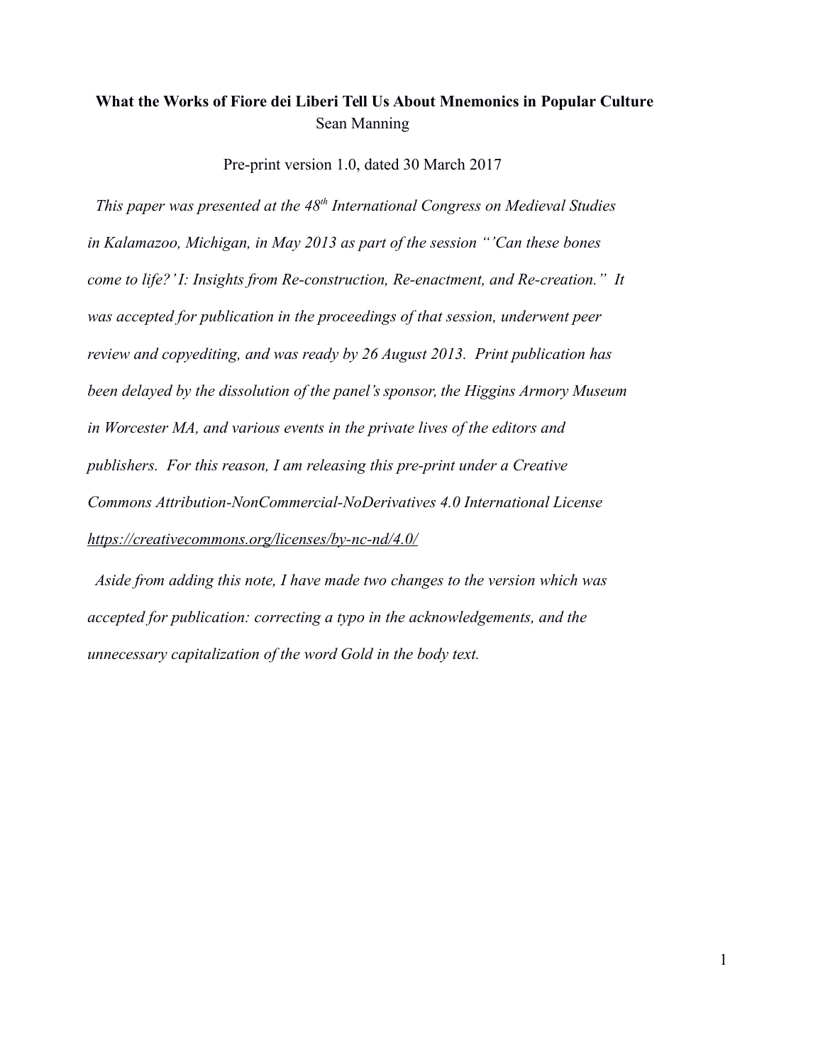# What the Works of Fiore dei Liberi Tell Us About Mnemonics in Popular Culture

Sean Manning

Pre-print version 1.0, dated 30 March 2017

*This paper was presented at the 48th International Congress on Medieval Studies in Kalamazoo, Michigan, in May 2013 as part of the session "'Can these bones come to life?' I: Insights from Re-construction, Re-enactment, and Re-creation." It was accepted for publication in the proceedings of that session, underwent peer review and copyediting, and was ready by 26 August 2013. Print publication has been delayed by the dissolution of the panel's sponsor, the Higgins Armory Museum in Worcester MA, and various events in the private lives of the editors and publishers. For this reason, I am releasing this pre-print under a Creative Commons Attribution-NonCommercial-NoDerivatives 4.0 International License* https://creativecommons.org/licenses/by-nc-nd/4.0/

*Aside from adding this note, I have made two changes to the version which was accepted for publication: correcting a typo in the acknowledgements, and the unnecessary capitalization of the word Gold in the body text.*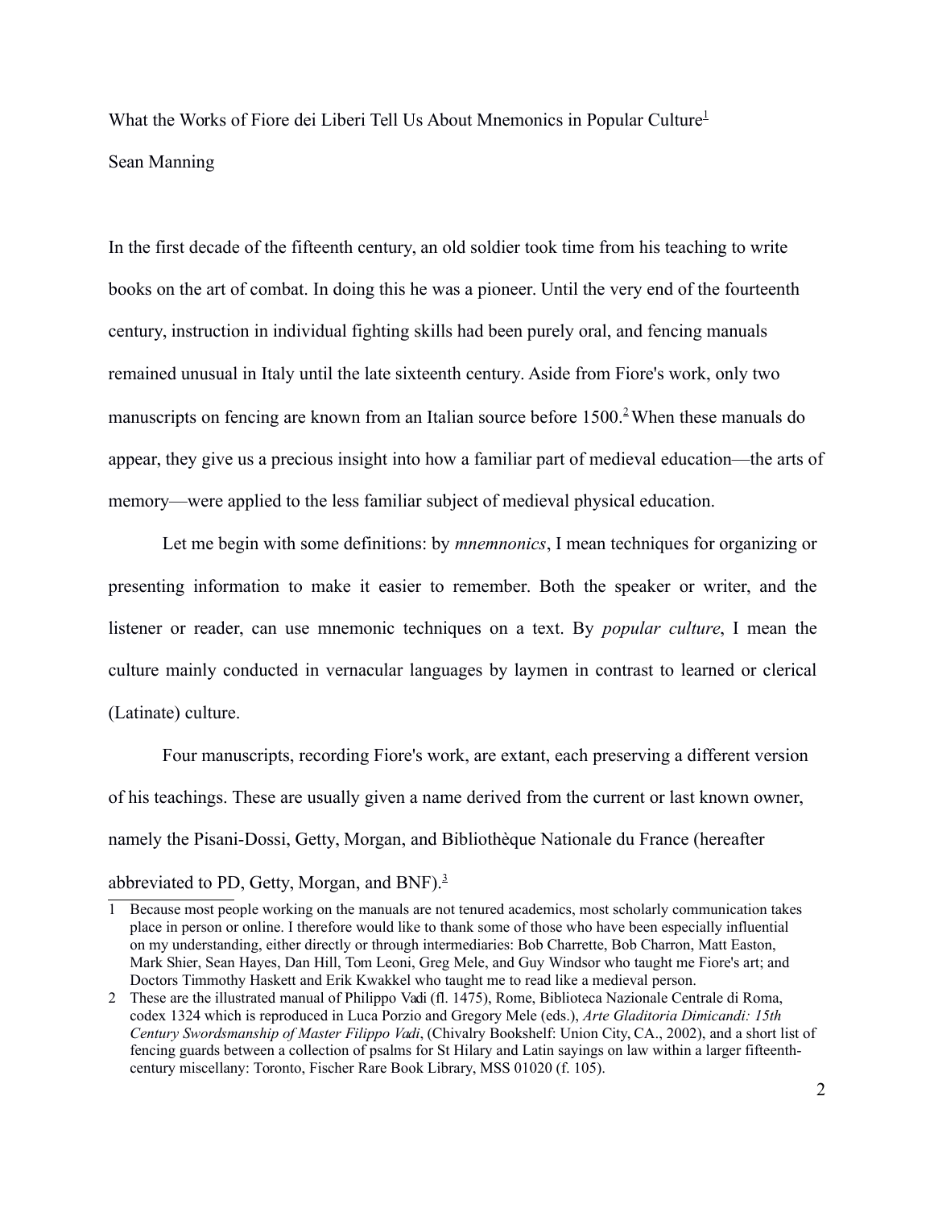What the Works of Fiore dei Liberi Tell Us About Mnemonics in Popular Culture[1]

Sean Manning

In the first decade of the fifteenth century, an old soldier took time from his teaching to write books on the art of combat. In doing this he was a pioneer. Until the very end of the fourteenth century, instruction in individual fighting skills had been purely oral, and fencing manuals remained unusual in Italy until the late sixteenth century. Aside from Fiore's work, only two manuscripts on fencing are known from an Italian source before 1500.[2] When these manuals do appear, they give us a precious insight into how a familiar part of medieval education—the arts of memory—were applied to the less familiar subject of medieval physical education.

Let me begin with some definitions: by *mnemnonics*, I mean techniques for organizing or presenting information to make it easier to remember. Both the speaker or writer, and the listener or reader, can use mnemonic techniques on a text. By *popular culture*, I mean the culture mainly conducted in vernacular languages by laymen in contrast to learned or clerical (Latinate) culture.

Four manuscripts, recording Fiore's work, are extant, each preserving a different version of his teachings. These are usually given a name derived from the current or last known owner, namely the Pisani-Dossi, Getty, Morgan, and Bibliothèque Nationale du France (hereafter abbreviated to PD, Getty, Morgan, and BNF).[3]

---

1 Because most people working on the manuals are not tenured academics, most scholarly communication takes place in person or online. I therefore would like to thank some of those who have been especially influential on my understanding, either directly or through intermediaries: Bob Charrette, Bob Charron, Matt Easton, Mark Shier, Sean Hayes, Dan Hill, Tom Leoni, Greg Mele, and Guy Windsor who taught me Fiore's art; and Doctors Timmothy Haskett and Erik Kwakkel who taught me to read like a medieval person.

2 These are the illustrated manual of Philippo Vadi (fl. 1475), Rome, Biblioteca Nazionale Centrale di Roma, codex 1324 which is reproduced in Luca Porzio and Gregory Mele (eds.), *Arte Gladitoria Dimicandi: 15th Century Swordsmanship of Master Filippo Vadi*, (Chivalry Bookshelf: Union City, CA., 2002), and a short list of fencing guards between a collection of psalms for St Hilary and Latin sayings on law within a larger fifteenth-century miscellany: Toronto, Fischer Rare Book Library, MSS 01020 (f. 105).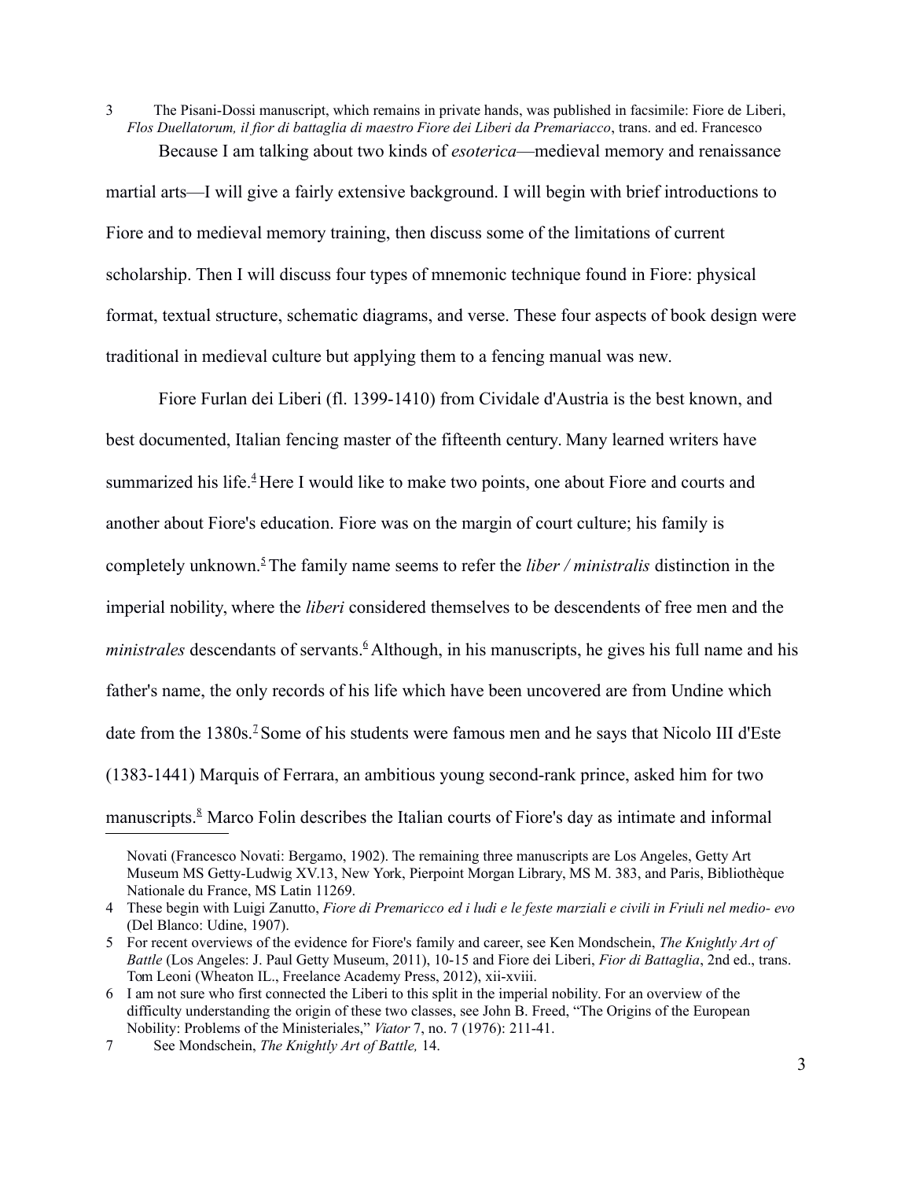3 The Pisani-Dossi manuscript, which remains in private hands, was published in facsimile: Fiore de Liberi, *Flos Duellatorum, il fior di battaglia di maestro Fiore dei Liberi da Premariacco*, trans. and ed. Francesco

Because I am talking about two kinds of *esoterica*—medieval memory and renaissance martial arts—I will give a fairly extensive background. I will begin with brief introductions to Fiore and to medieval memory training, then discuss some of the limitations of current scholarship. Then I will discuss four types of mnemonic technique found in Fiore: physical format, textual structure, schematic diagrams, and verse. These four aspects of book design were traditional in medieval culture but applying them to a fencing manual was new.

Fiore Furlan dei Liberi (fl. 1399-1410) from Cividale d'Austria is the best known, and best documented, Italian fencing master of the fifteenth century. Many learned writers have summarized his life.[4] Here I would like to make two points, one about Fiore and courts and another about Fiore's education. Fiore was on the margin of court culture; his family is completely unknown.[5] The family name seems to refer the *liber / ministralis* distinction in the imperial nobility, where the *liberi* considered themselves to be descendents of free men and the *ministrales* descendants of servants.[6] Although, in his manuscripts, he gives his full name and his father's name, the only records of his life which have been uncovered are from Undine which date from the 1380s.[7] Some of his students were famous men and he says that Nicolo III d'Este (1383-1441) Marquis of Ferrara, an ambitious young second-rank prince, asked him for two manuscripts.[8] Marco Folin describes the Italian courts of Fiore's day as intimate and informal

Novati (Francesco Novati: Bergamo, 1902). The remaining three manuscripts are Los Angeles, Getty Art Museum MS Getty-Ludwig XV.13, New York, Pierpont Morgan Library, MS M. 383, and Paris, Bibliothèque Nationale du France, MS Latin 11269.

4 These begin with Luigi Zanutto, *Fiore di Premaricco ed i ludi e le feste marziali e civili in Friuli nel medio- evo* (Del Blanco: Udine, 1907).

5 For recent overviews of the evidence for Fiore's family and career, see Ken Mondschein, *The Knightly Art of Battle* (Los Angeles: J. Paul Getty Museum, 2011), 10-15 and Fiore dei Liberi, *Fior di Battaglia*, 2nd ed., trans. Tom Leoni (Wheaton IL., Freelance Academy Press, 2012), xii-xviii.

6 I am not sure who first connected the Liberi to this split in the imperial nobility. For an overview of the difficulty understanding the origin of these two classes, see John B. Freed, "The Origins of the European Nobility: Problems of the Ministeriales," *Viator* 7, no. 7 (1976): 211-41.

7 See Mondschein, *The Knightly Art of Battle,* 14.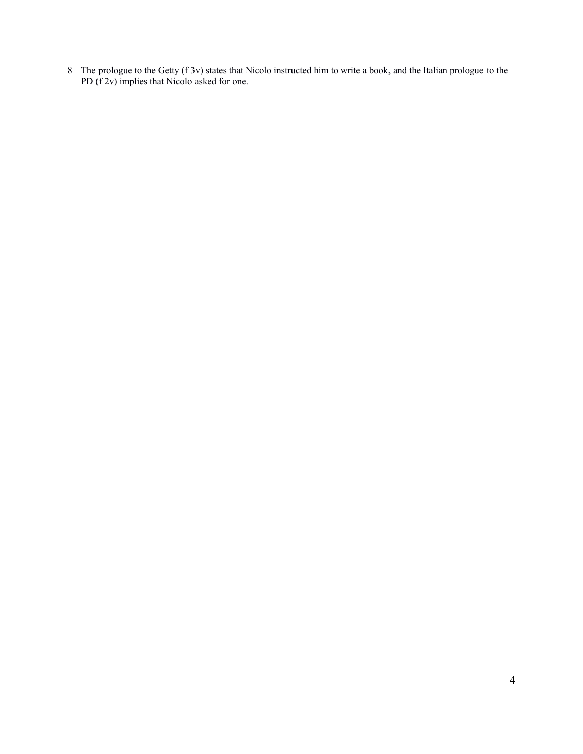8 The prologue to the Getty (f 3v) states that Nicolo instructed him to write a book, and the Italian prologue to the PD (f 2v) implies that Nicolo asked for one.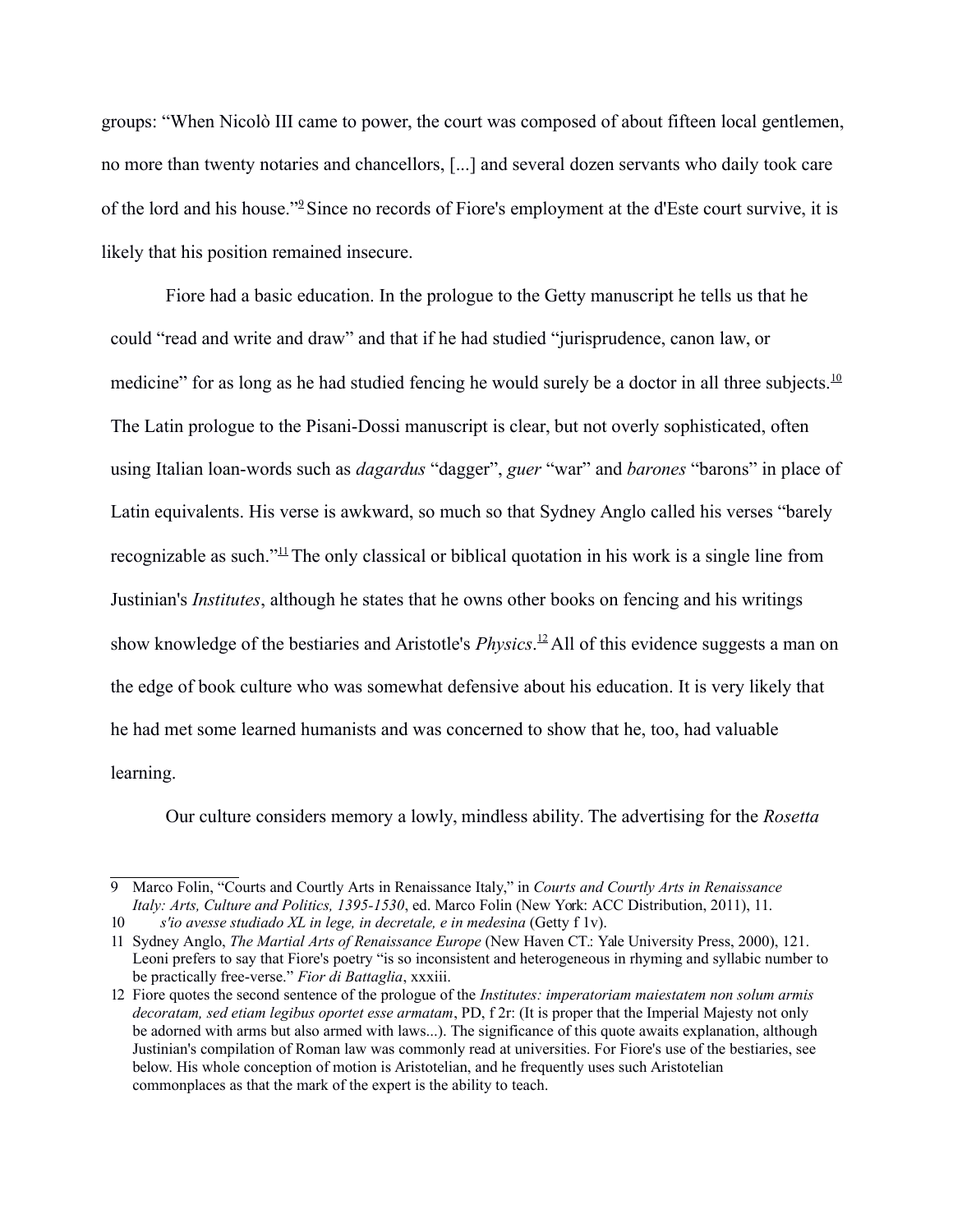groups: "When Nicolò III came to power, the court was composed of about fifteen local gentlemen, no more than twenty notaries and chancellors, [...] and several dozen servants who daily took care of the lord and his house."[9] Since no records of Fiore's employment at the d'Este court survive, it is likely that his position remained insecure.

Fiore had a basic education. In the prologue to the Getty manuscript he tells us that he could "read and write and draw" and that if he had studied "jurisprudence, canon law, or medicine" for as long as he had studied fencing he would surely be a doctor in all three subjects.[10] The Latin prologue to the Pisani-Dossi manuscript is clear, but not overly sophisticated, often using Italian loan-words such as *dagardus* "dagger", *guer* "war" and *barones* "barons" in place of Latin equivalents. His verse is awkward, so much so that Sydney Anglo called his verses "barely recognizable as such."[11] The only classical or biblical quotation in his work is a single line from Justinian's *Institutes*, although he states that he owns other books on fencing and his writings show knowledge of the bestiaries and Aristotle's *Physics*.[12] All of this evidence suggests a man on the edge of book culture who was somewhat defensive about his education. It is very likely that he had met some learned humanists and was concerned to show that he, too, had valuable learning.

Our culture considers memory a lowly, mindless ability. The advertising for the *Rosetta*

---

9 Marco Folin, "Courts and Courtly Arts in Renaissance Italy," in *Courts and Courtly Arts in Renaissance Italy: Arts, Culture and Politics, 1395-1530*, ed. Marco Folin (New York: ACC Distribution, 2011), 11.

10 *s'io avesse studiado XL in lege, in decretale, e in medesina* (Getty f 1v).

11 Sydney Anglo, *The Martial Arts of Renaissance Europe* (New Haven CT.: Yale University Press, 2000), 121. Leoni prefers to say that Fiore's poetry "is so inconsistent and heterogeneous in rhyming and syllabic number to be practically free-verse." *Fior di Battaglia*, xxxiii.

12 Fiore quotes the second sentence of the prologue of the *Institutes: imperatoriam maiestatem non solum armis decoratam, sed etiam legibus oportet esse armatam*, PD, f 2r: (It is proper that the Imperial Majesty not only be adorned with arms but also armed with laws...). The significance of this quote awaits explanation, although Justinian's compilation of Roman law was commonly read at universities. For Fiore's use of the bestiaries, see below. His whole conception of motion is Aristotelian, and he frequently uses such Aristotelian commonplaces as that the mark of the expert is the ability to teach.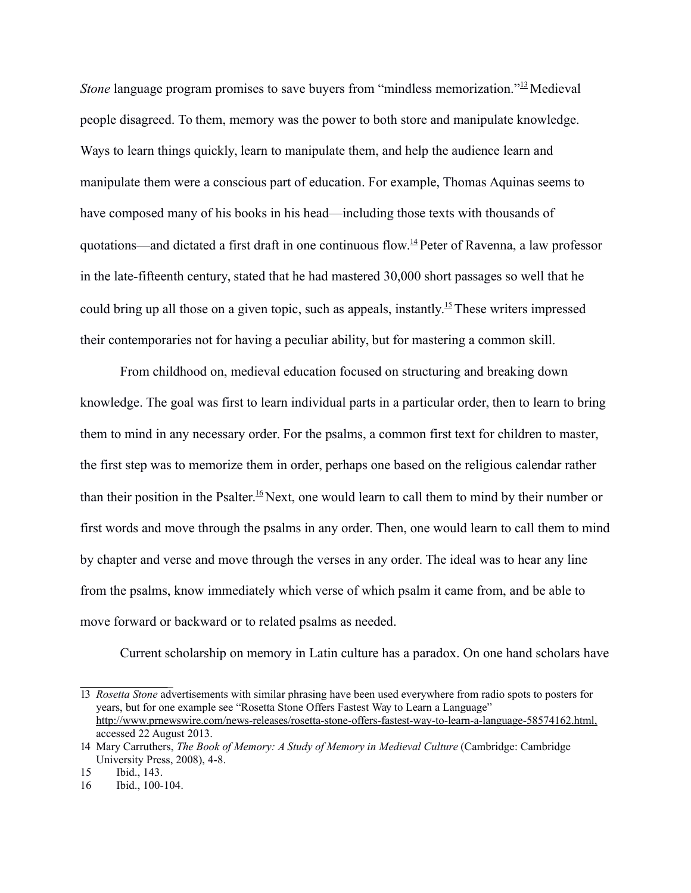*Stone* language program promises to save buyers from "mindless memorization."[13] Medieval people disagreed. To them, memory was the power to both store and manipulate knowledge. Ways to learn things quickly, learn to manipulate them, and help the audience learn and manipulate them were a conscious part of education. For example, Thomas Aquinas seems to have composed many of his books in his head—including those texts with thousands of quotations—and dictated a first draft in one continuous flow.[14] Peter of Ravenna, a law professor in the late-fifteenth century, stated that he had mastered 30,000 short passages so well that he could bring up all those on a given topic, such as appeals, instantly.[15] These writers impressed their contemporaries not for having a peculiar ability, but for mastering a common skill.

From childhood on, medieval education focused on structuring and breaking down knowledge. The goal was first to learn individual parts in a particular order, then to learn to bring them to mind in any necessary order. For the psalms, a common first text for children to master, the first step was to memorize them in order, perhaps one based on the religious calendar rather than their position in the Psalter.[16] Next, one would learn to call them to mind by their number or first words and move through the psalms in any order. Then, one would learn to call them to mind by chapter and verse and move through the verses in any order. The ideal was to hear any line from the psalms, know immediately which verse of which psalm it came from, and be able to move forward or backward or to related psalms as needed.

Current scholarship on memory in Latin culture has a paradox. On one hand scholars have

---

13 *Rosetta Stone* advertisements with similar phrasing have been used everywhere from radio spots to posters for years, but for one example see "Rosetta Stone Offers Fastest Way to Learn a Language" http://www.prnewswire.com/news-releases/rosetta-stone-offers-fastest-way-to-learn-a-language-58574162.html, accessed 22 August 2013.

14 Mary Carruthers, *The Book of Memory: A Study of Memory in Medieval Culture* (Cambridge: Cambridge University Press, 2008), 4-8.

15 Ibid., 143.

16 Ibid., 100-104.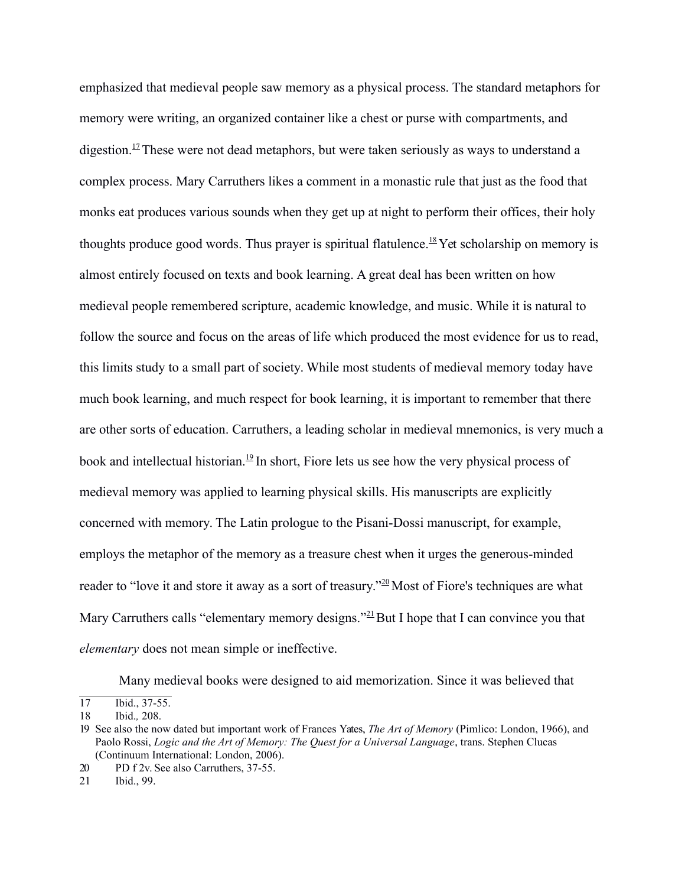emphasized that medieval people saw memory as a physical process. The standard metaphors for memory were writing, an organized container like a chest or purse with compartments, and digestion.[17] These were not dead metaphors, but were taken seriously as ways to understand a complex process. Mary Carruthers likes a comment in a monastic rule that just as the food that monks eat produces various sounds when they get up at night to perform their offices, their holy thoughts produce good words. Thus prayer is spiritual flatulence.[18] Yet scholarship on memory is almost entirely focused on texts and book learning. A great deal has been written on how medieval people remembered scripture, academic knowledge, and music. While it is natural to follow the source and focus on the areas of life which produced the most evidence for us to read, this limits study to a small part of society. While most students of medieval memory today have much book learning, and much respect for book learning, it is important to remember that there are other sorts of education. Carruthers, a leading scholar in medieval mnemonics, is very much a book and intellectual historian.[19] In short, Fiore lets us see how the very physical process of medieval memory was applied to learning physical skills. His manuscripts are explicitly concerned with memory. The Latin prologue to the Pisani-Dossi manuscript, for example, employs the metaphor of the memory as a treasure chest when it urges the generous-minded reader to "love it and store it away as a sort of treasury."[20] Most of Fiore's techniques are what Mary Carruthers calls "elementary memory designs."[21] But I hope that I can convince you that *elementary* does not mean simple or ineffective.

Many medieval books were designed to aid memorization. Since it was believed that

---

17 Ibid., 37-55.

18 Ibid., 208.

19 See also the now dated but important work of Frances Yates, *The Art of Memory* (Pimlico: London, 1966), and Paolo Rossi, *Logic and the Art of Memory: The Quest for a Universal Language*, trans. Stephen Clucas (Continuum International: London, 2006).

20 PD f 2v. See also Carruthers, 37-55.

21 Ibid., 99.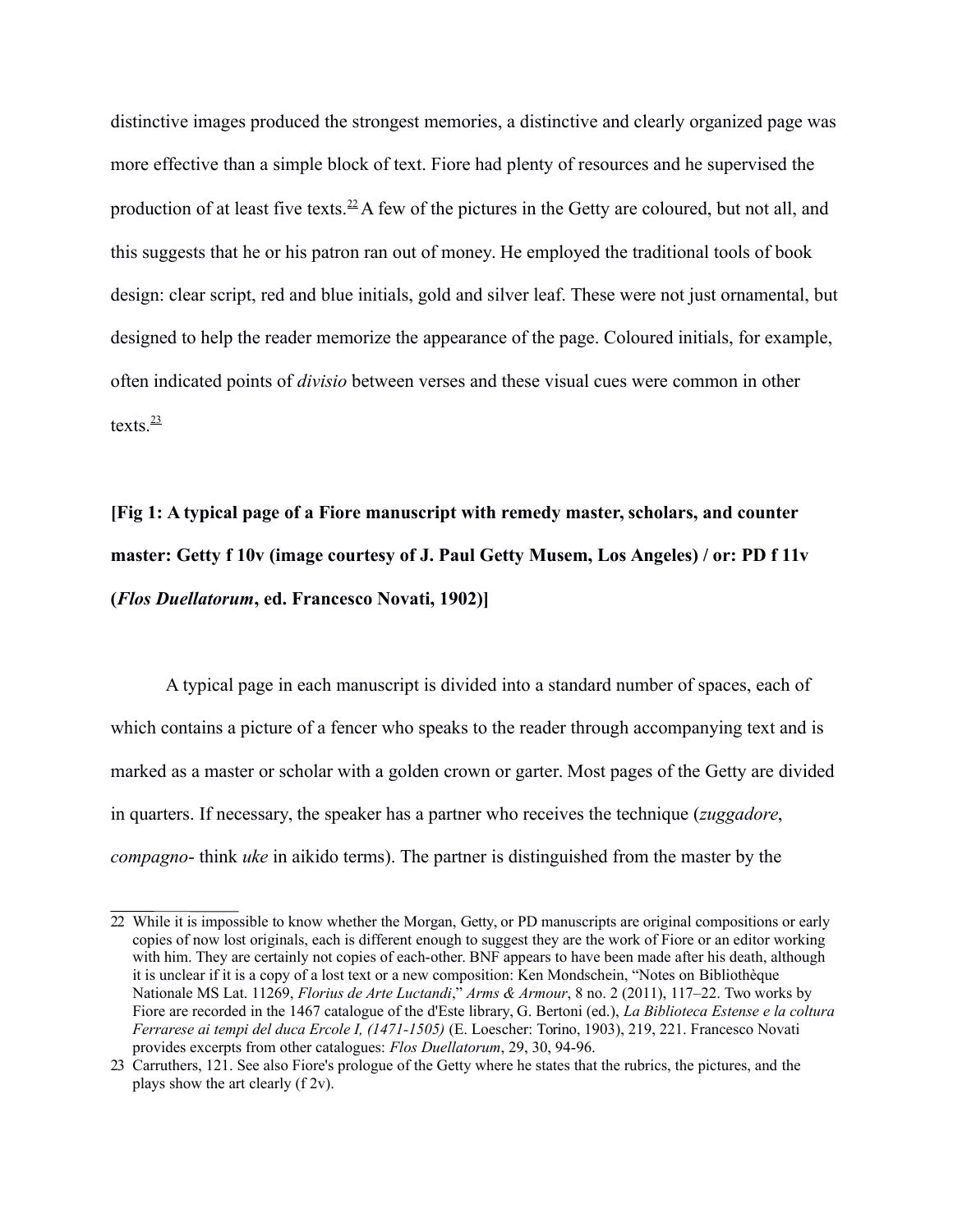distinctive images produced the strongest memories, a distinctive and clearly organized page was more effective than a simple block of text. Fiore had plenty of resources and he supervised the production of at least five texts.[22] A few of the pictures in the Getty are coloured, but not all, and this suggests that he or his patron ran out of money. He employed the traditional tools of book design: clear script, red and blue initials, gold and silver leaf. These were not just ornamental, but designed to help the reader memorize the appearance of the page. Coloured initials, for example, often indicated points of *divisio* between verses and these visual cues were common in other texts.[23]

**[Fig 1: A typical page of a Fiore manuscript with remedy master, scholars, and counter master: Getty f 10v (image courtesy of J. Paul Getty Musem, Los Angeles) / or: PD f 11v (*Flos Duellatorum*, ed. Francesco Novati, 1902)]**

A typical page in each manuscript is divided into a standard number of spaces, each of which contains a picture of a fencer who speaks to the reader through accompanying text and is marked as a master or scholar with a golden crown or garter. Most pages of the Getty are divided in quarters. If necessary, the speaker has a partner who receives the technique (*zuggadore*, *compagno*- think *uke* in aikido terms). The partner is distinguished from the master by the

---

22 While it is impossible to know whether the Morgan, Getty, or PD manuscripts are original compositions or early copies of now lost originals, each is different enough to suggest they are the work of Fiore or an editor working with him. They are certainly not copies of each-other. BNF appears to have been made after his death, although it is unclear if it is a copy of a lost text or a new composition: Ken Mondschein, "Notes on Bibliothèque Nationale MS Lat. 11269, *Florius de Arte Luctandi*," *Arms & Armour*, 8 no. 2 (2011), 117–22. Two works by Fiore are recorded in the 1467 catalogue of the d'Este library, G. Bertoni (ed.), *La Biblioteca Estense e la coltura Ferrarese ai tempi del duca Ercole I, (1471-1505)* (E. Loescher: Torino, 1903), 219, 221. Francesco Novati provides excerpts from other catalogues: *Flos Duellatorum*, 29, 30, 94-96.

23 Carruthers, 121. See also Fiore's prologue of the Getty where he states that the rubrics, the pictures, and the plays show the art clearly (f 2v).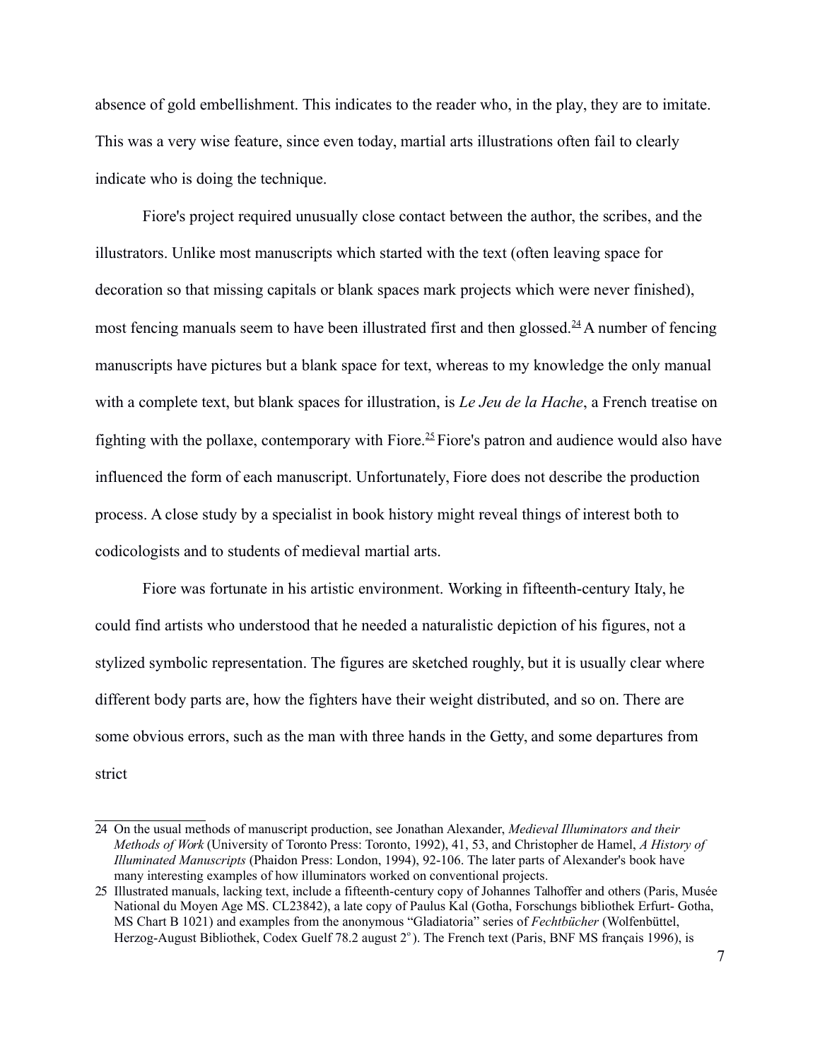absence of gold embellishment. This indicates to the reader who, in the play, they are to imitate. This was a very wise feature, since even today, martial arts illustrations often fail to clearly indicate who is doing the technique.

Fiore's project required unusually close contact between the author, the scribes, and the illustrators. Unlike most manuscripts which started with the text (often leaving space for decoration so that missing capitals or blank spaces mark projects which were never finished), most fencing manuals seem to have been illustrated first and then glossed.[24] A number of fencing manuscripts have pictures but a blank space for text, whereas to my knowledge the only manual with a complete text, but blank spaces for illustration, is *Le Jeu de la Hache*, a French treatise on fighting with the pollaxe, contemporary with Fiore.[25] Fiore's patron and audience would also have influenced the form of each manuscript. Unfortunately, Fiore does not describe the production process. A close study by a specialist in book history might reveal things of interest both to codicologists and to students of medieval martial arts.

Fiore was fortunate in his artistic environment. Working in fifteenth-century Italy, he could find artists who understood that he needed a naturalistic depiction of his figures, not a stylized symbolic representation. The figures are sketched roughly, but it is usually clear where different body parts are, how the fighters have their weight distributed, and so on. There are some obvious errors, such as the man with three hands in the Getty, and some departures from strict

---

24 On the usual methods of manuscript production, see Jonathan Alexander, *Medieval Illuminators and their Methods of Work* (University of Toronto Press: Toronto, 1992), 41, 53, and Christopher de Hamel, *A History of Illuminated Manuscripts* (Phaidon Press: London, 1994), 92-106. The later parts of Alexander's book have many interesting examples of how illuminators worked on conventional projects.

25 Illustrated manuals, lacking text, include a fifteenth-century copy of Johannes Talhoffer and others (Paris, Musée National du Moyen Age MS. CL23842), a late copy of Paulus Kal (Gotha, Forschungs bibliothek Erfurt- Gotha, MS Chart B 1021) and examples from the anonymous "Gladiatoria" series of *Fechtbücher* (Wolfenbüttel, Herzog-August Bibliothek, Codex Guelf 78.2 august 2°). The French text (Paris, BNF MS français 1996), is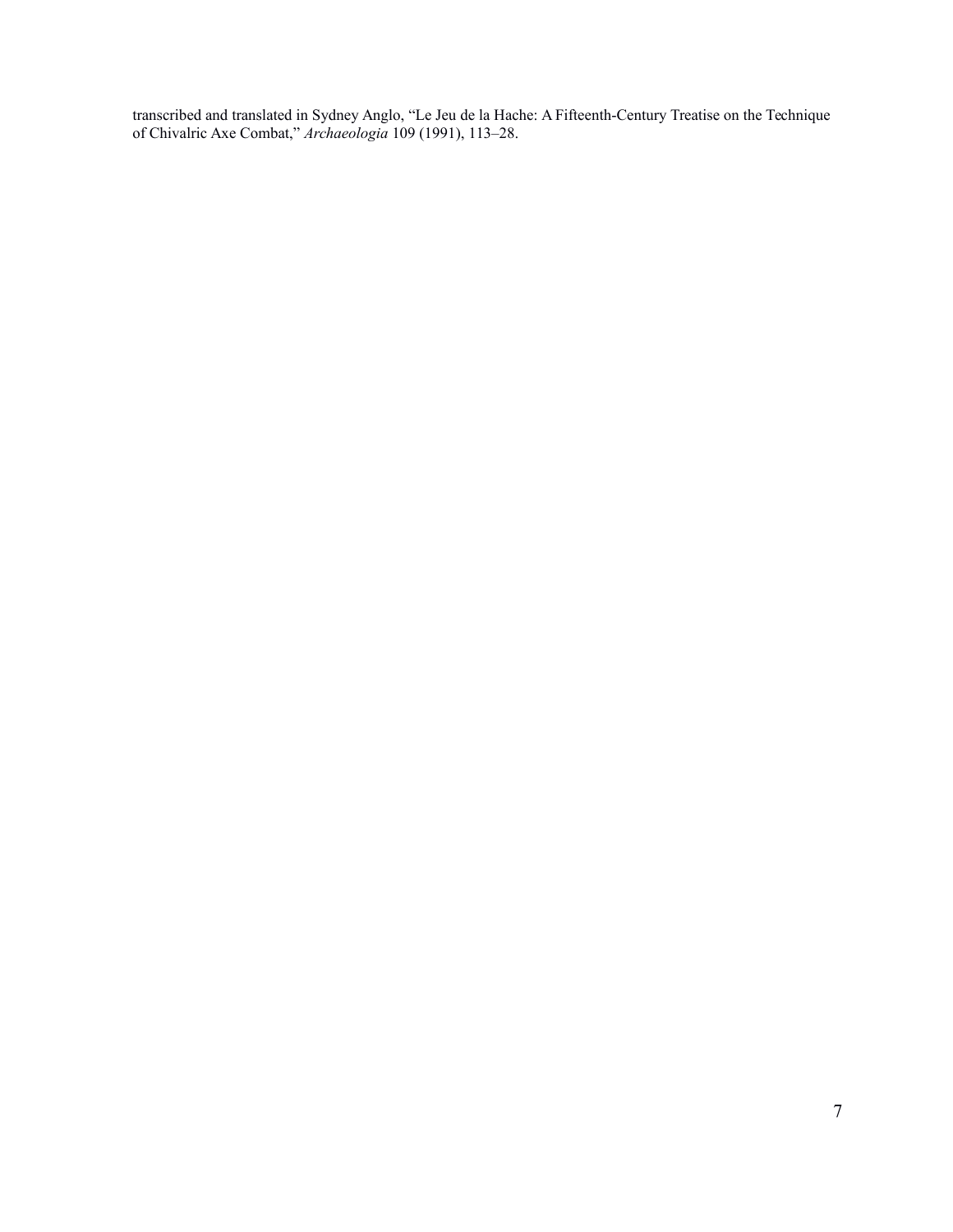transcribed and translated in Sydney Anglo, "Le Jeu de la Hache: A Fifteenth-Century Treatise on the Technique of Chivalric Axe Combat," *Archaeologia* 109 (1991), 113–28.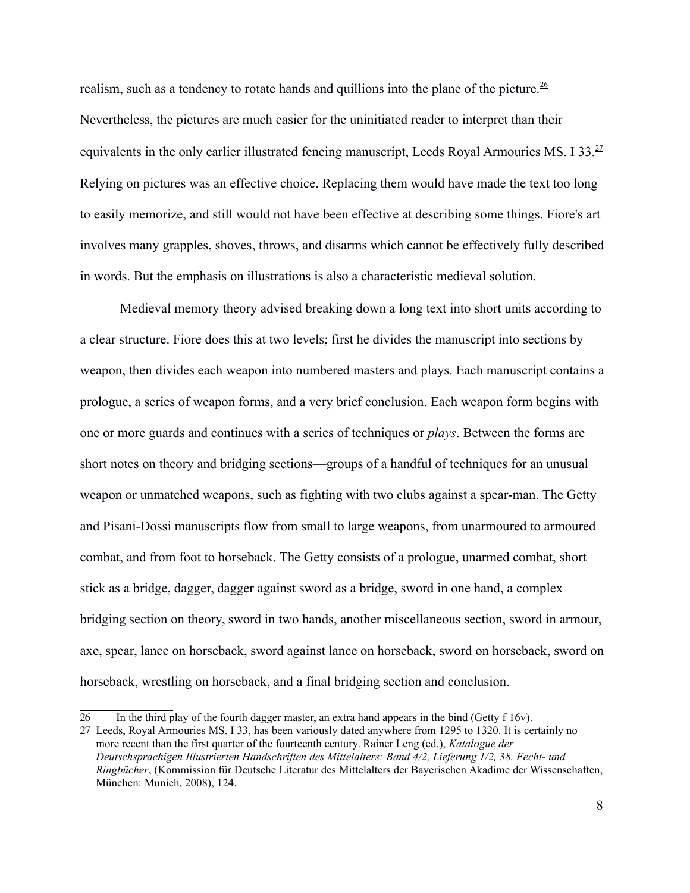realism, such as a tendency to rotate hands and quillions into the plane of the picture.[26] Nevertheless, the pictures are much easier for the uninitiated reader to interpret than their equivalents in the only earlier illustrated fencing manuscript, Leeds Royal Armouries MS. I 33.[27] Relying on pictures was an effective choice. Replacing them would have made the text too long to easily memorize, and still would not have been effective at describing some things. Fiore's art involves many grapples, shoves, throws, and disarms which cannot be effectively fully described in words. But the emphasis on illustrations is also a characteristic medieval solution.

Medieval memory theory advised breaking down a long text into short units according to a clear structure. Fiore does this at two levels; first he divides the manuscript into sections by weapon, then divides each weapon into numbered masters and plays. Each manuscript contains a prologue, a series of weapon forms, and a very brief conclusion. Each weapon form begins with one or more guards and continues with a series of techniques or *plays*. Between the forms are short notes on theory and bridging sections—groups of a handful of techniques for an unusual weapon or unmatched weapons, such as fighting with two clubs against a spear-man. The Getty and Pisani-Dossi manuscripts flow from small to large weapons, from unarmoured to armoured combat, and from foot to horseback. The Getty consists of a prologue, unarmed combat, short stick as a bridge, dagger, dagger against sword as a bridge, sword in one hand, a complex bridging section on theory, sword in two hands, another miscellaneous section, sword in armour, axe, spear, lance on horseback, sword against lance on horseback, sword on horseback, sword on horseback, wrestling on horseback, and a final bridging section and conclusion.

---

26 In the third play of the fourth dagger master, an extra hand appears in the bind (Getty f 16v).

27 Leeds, Royal Armouries MS. I 33, has been variously dated anywhere from 1295 to 1320. It is certainly no more recent than the first quarter of the fourteenth century. Rainer Leng (ed.), *Katalogue der Deutschsprachigen Illustrierten Handschriften des Mittelalters: Band 4/2, Lieferung 1/2, 38. Fecht- und Ringbücher*, (Kommission für Deutsche Literatur des Mittelalters der Bayerischen Akadime der Wissenschaften, München: Munich, 2008), 124.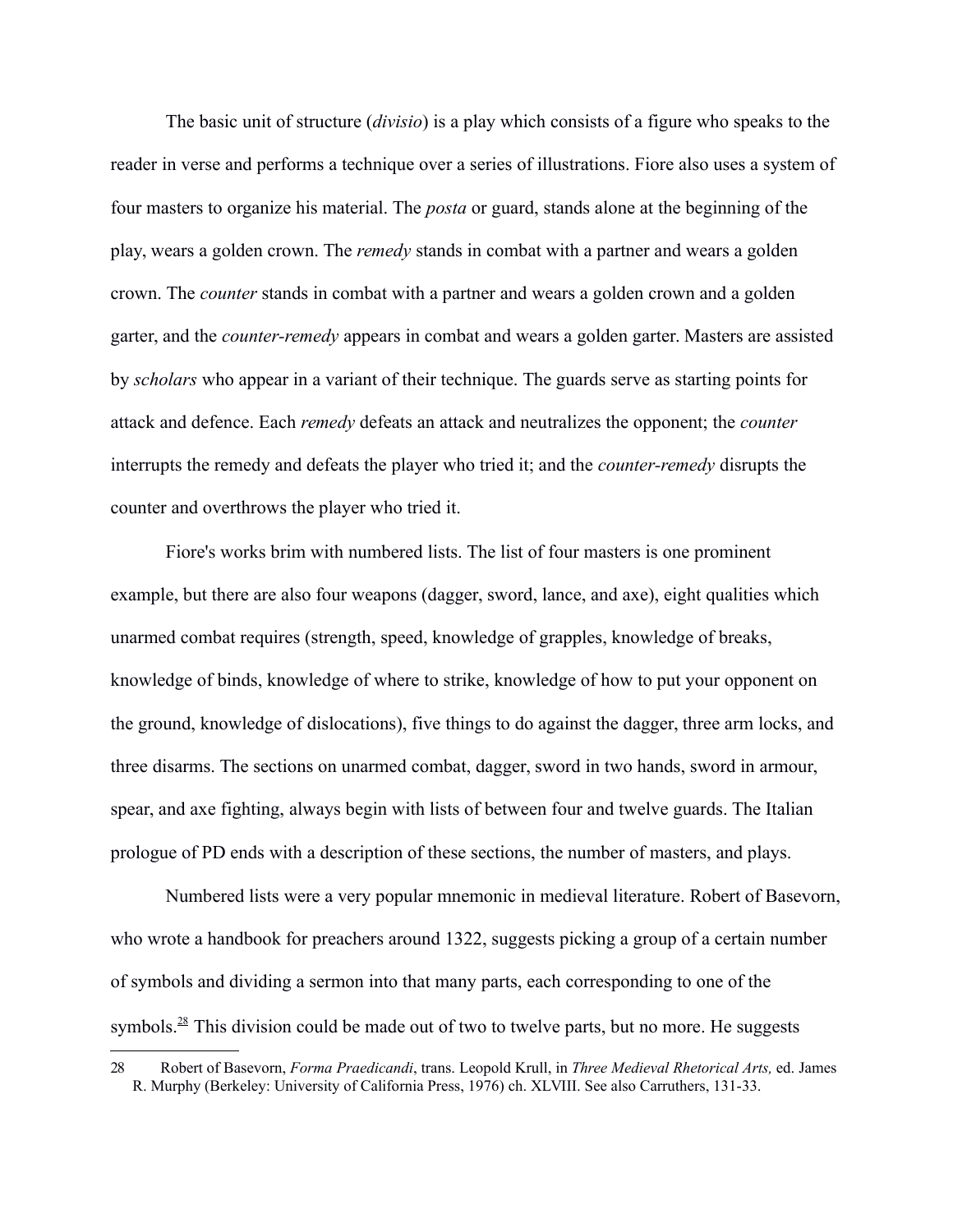The basic unit of structure (*divisio*) is a play which consists of a figure who speaks to the reader in verse and performs a technique over a series of illustrations. Fiore also uses a system of four masters to organize his material. The *posta* or guard, stands alone at the beginning of the play, wears a golden crown. The *remedy* stands in combat with a partner and wears a golden crown. The *counter* stands in combat with a partner and wears a golden crown and a golden garter, and the *counter-remedy* appears in combat and wears a golden garter. Masters are assisted by *scholars* who appear in a variant of their technique. The guards serve as starting points for attack and defence. Each *remedy* defeats an attack and neutralizes the opponent; the *counter* interrupts the remedy and defeats the player who tried it; and the *counter-remedy* disrupts the counter and overthrows the player who tried it.

Fiore's works brim with numbered lists. The list of four masters is one prominent example, but there are also four weapons (dagger, sword, lance, and axe), eight qualities which unarmed combat requires (strength, speed, knowledge of grapples, knowledge of breaks, knowledge of binds, knowledge of where to strike, knowledge of how to put your opponent on the ground, knowledge of dislocations), five things to do against the dagger, three arm locks, and three disarms. The sections on unarmed combat, dagger, sword in two hands, sword in armour, spear, and axe fighting, always begin with lists of between four and twelve guards. The Italian prologue of PD ends with a description of these sections, the number of masters, and plays.

Numbered lists were a very popular mnemonic in medieval literature. Robert of Basevorn, who wrote a handbook for preachers around 1322, suggests picking a group of a certain number of symbols and dividing a sermon into that many parts, each corresponding to one of the symbols.[28] This division could be made out of two to twelve parts, but no more. He suggests

[28] Robert of Basevorn, *Forma Praedicandi*, trans. Leopold Krull, in *Three Medieval Rhetorical Arts,* ed. James R. Murphy (Berkeley: University of California Press, 1976) ch. XLVIII. See also Carruthers, 131-33.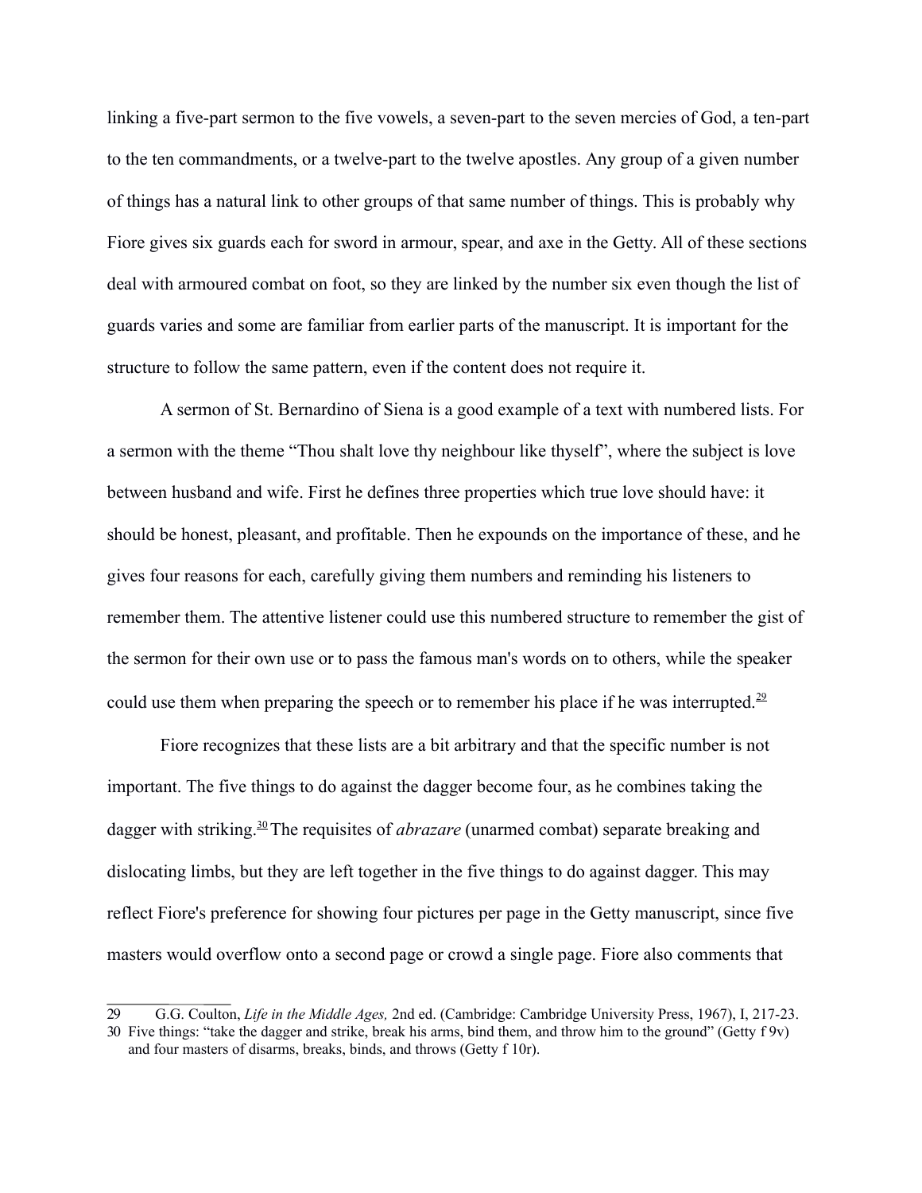linking a five-part sermon to the five vowels, a seven-part to the seven mercies of God, a ten-part to the ten commandments, or a twelve-part to the twelve apostles. Any group of a given number of things has a natural link to other groups of that same number of things. This is probably why Fiore gives six guards each for sword in armour, spear, and axe in the Getty. All of these sections deal with armoured combat on foot, so they are linked by the number six even though the list of guards varies and some are familiar from earlier parts of the manuscript. It is important for the structure to follow the same pattern, even if the content does not require it.

A sermon of St. Bernardino of Siena is a good example of a text with numbered lists. For a sermon with the theme "Thou shalt love thy neighbour like thyself", where the subject is love between husband and wife. First he defines three properties which true love should have: it should be honest, pleasant, and profitable. Then he expounds on the importance of these, and he gives four reasons for each, carefully giving them numbers and reminding his listeners to remember them. The attentive listener could use this numbered structure to remember the gist of the sermon for their own use or to pass the famous man's words on to others, while the speaker could use them when preparing the speech or to remember his place if he was interrupted.[29]

Fiore recognizes that these lists are a bit arbitrary and that the specific number is not important. The five things to do against the dagger become four, as he combines taking the dagger with striking.[30] The requisites of *abrazare* (unarmed combat) separate breaking and dislocating limbs, but they are left together in the five things to do against dagger. This may reflect Fiore's preference for showing four pictures per page in the Getty manuscript, since five masters would overflow onto a second page or crowd a single page. Fiore also comments that

---

29 G.G. Coulton, *Life in the Middle Ages,* 2nd ed. (Cambridge: Cambridge University Press, 1967), I, 217-23.

30 Five things: "take the dagger and strike, break his arms, bind them, and throw him to the ground" (Getty f 9v) and four masters of disarms, breaks, binds, and throws (Getty f 10r).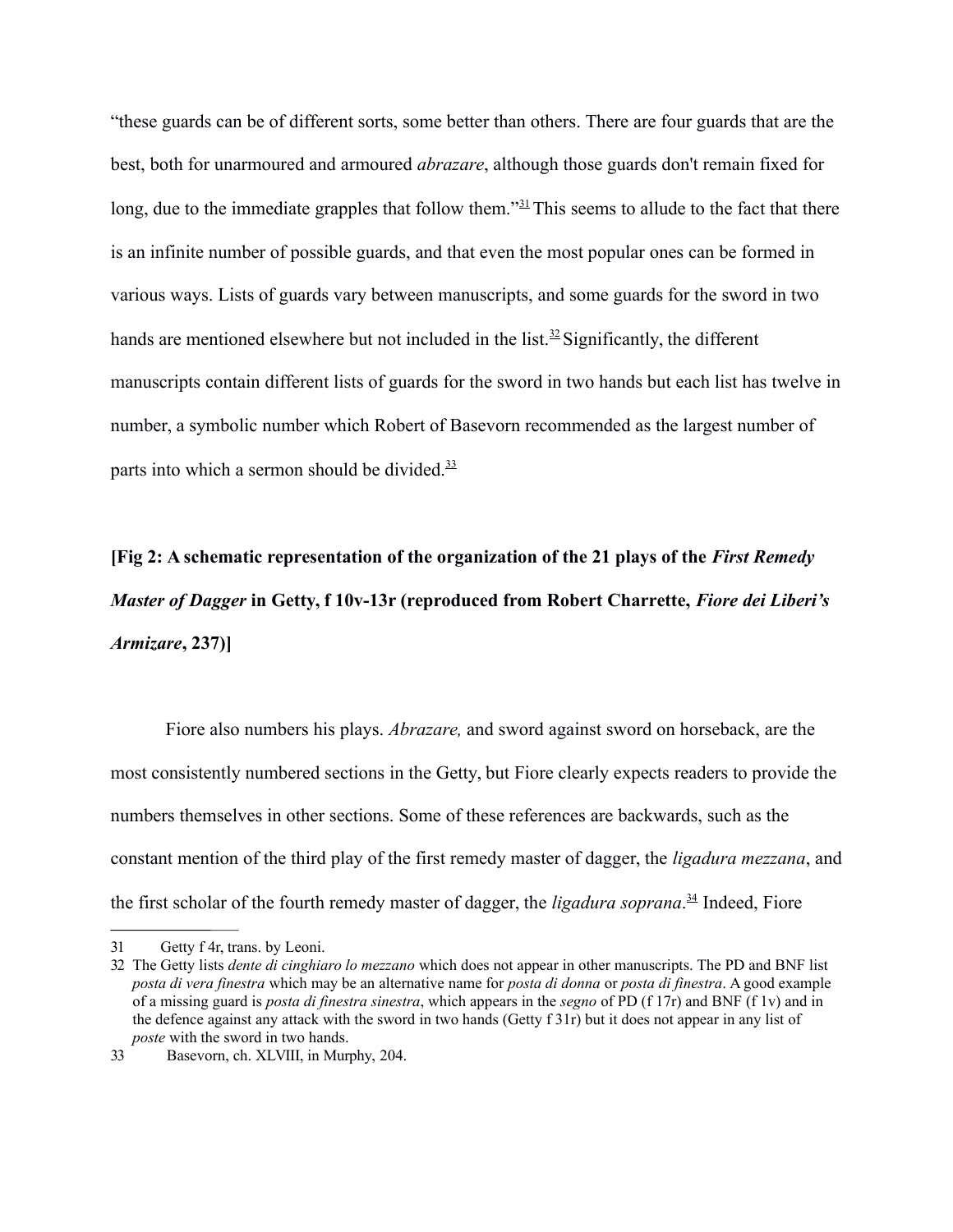"these guards can be of different sorts, some better than others. There are four guards that are the best, both for unarmoured and armoured *abrazare*, although those guards don't remain fixed for long, due to the immediate grapples that follow them."[31] This seems to allude to the fact that there is an infinite number of possible guards, and that even the most popular ones can be formed in various ways. Lists of guards vary between manuscripts, and some guards for the sword in two hands are mentioned elsewhere but not included in the list.[32] Significantly, the different manuscripts contain different lists of guards for the sword in two hands but each list has twelve in number, a symbolic number which Robert of Basevorn recommended as the largest number of parts into which a sermon should be divided.[33]

**[Fig 2: A schematic representation of the organization of the 21 plays of the *First Remedy Master of Dagger* in Getty, f 10v-13r (reproduced from Robert Charrette, *Fiore dei Liberi's Armizare*, 237)]**

Fiore also numbers his plays. *Abrazare,* and sword against sword on horseback, are the most consistently numbered sections in the Getty, but Fiore clearly expects readers to provide the numbers themselves in other sections. Some of these references are backwards, such as the constant mention of the third play of the first remedy master of dagger, the *ligadura mezzana*, and the first scholar of the fourth remedy master of dagger, the *ligadura soprana*.[34] Indeed, Fiore

---

31 Getty f 4r, trans. by Leoni.

32 The Getty lists *dente di cinghiaro lo mezzano* which does not appear in other manuscripts. The PD and BNF list *posta di vera finestra* which may be an alternative name for *posta di donna* or *posta di finestra*. A good example of a missing guard is *posta di finestra sinestra*, which appears in the *segno* of PD (f 17r) and BNF (f 1v) and in the defence against any attack with the sword in two hands (Getty f 31r) but it does not appear in any list of *poste* with the sword in two hands.

33 Basevorn, ch. XLVIII, in Murphy, 204.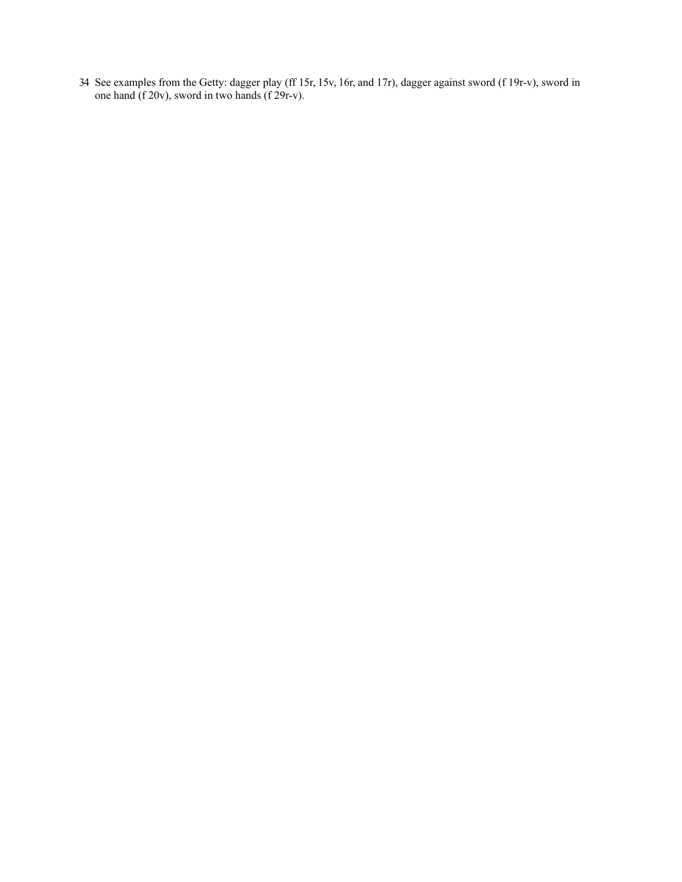34 See examples from the Getty: dagger play (ff 15r, 15v, 16r, and 17r), dagger against sword (f 19r-v), sword in one hand (f 20v), sword in two hands (f 29r-v).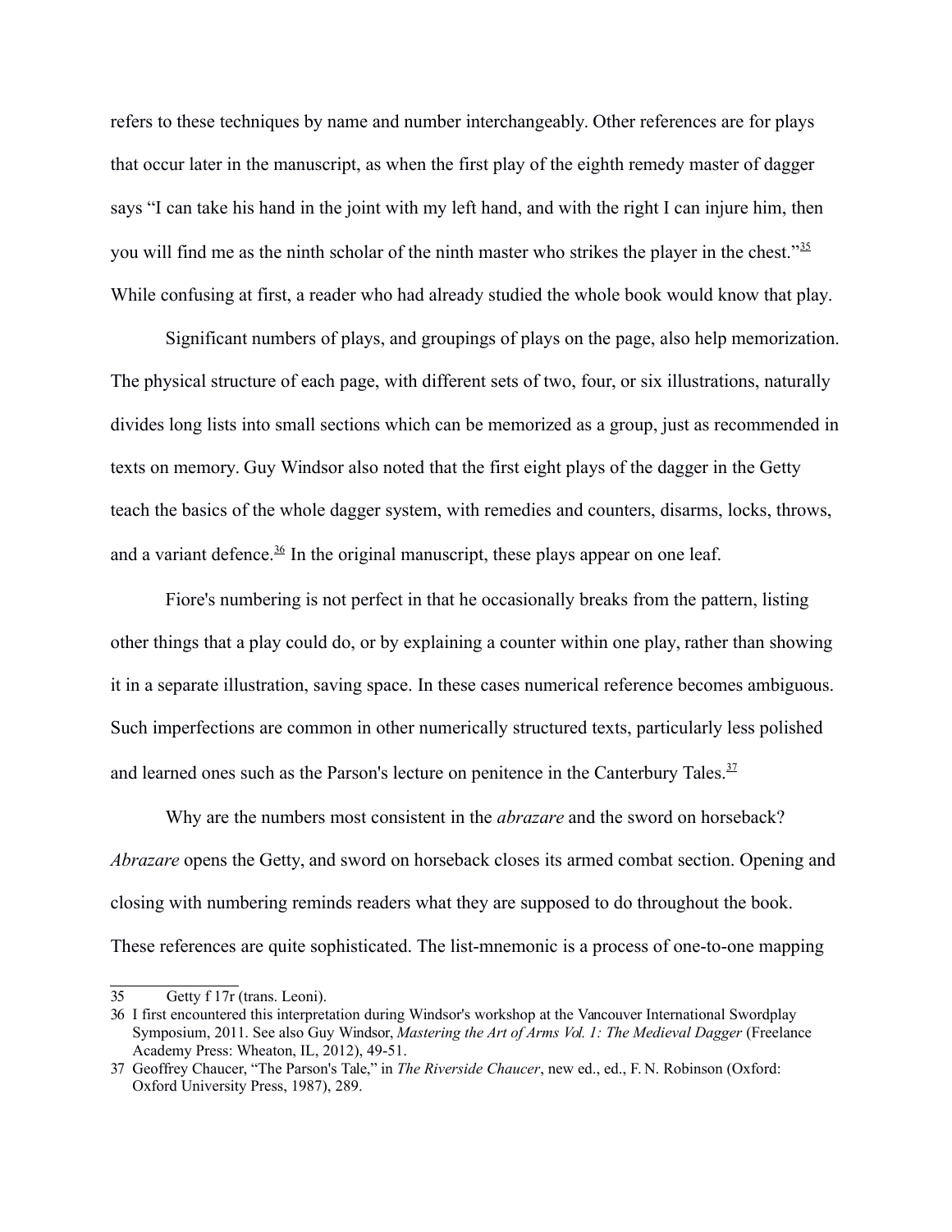refers to these techniques by name and number interchangeably. Other references are for plays that occur later in the manuscript, as when the first play of the eighth remedy master of dagger says "I can take his hand in the joint with my left hand, and with the right I can injure him, then you will find me as the ninth scholar of the ninth master who strikes the player in the chest."[35] While confusing at first, a reader who had already studied the whole book would know that play.

Significant numbers of plays, and groupings of plays on the page, also help memorization. The physical structure of each page, with different sets of two, four, or six illustrations, naturally divides long lists into small sections which can be memorized as a group, just as recommended in texts on memory. Guy Windsor also noted that the first eight plays of the dagger in the Getty teach the basics of the whole dagger system, with remedies and counters, disarms, locks, throws, and a variant defence.[36] In the original manuscript, these plays appear on one leaf.

Fiore's numbering is not perfect in that he occasionally breaks from the pattern, listing other things that a play could do, or by explaining a counter within one play, rather than showing it in a separate illustration, saving space. In these cases numerical reference becomes ambiguous. Such imperfections are common in other numerically structured texts, particularly less polished and learned ones such as the Parson's lecture on penitence in the Canterbury Tales.[37]

Why are the numbers most consistent in the *abrazare* and the sword on horseback? *Abrazare* opens the Getty, and sword on horseback closes its armed combat section. Opening and closing with numbering reminds readers what they are supposed to do throughout the book. These references are quite sophisticated. The list-mnemonic is a process of one-to-one mapping

---

35 Getty f 17r (trans. Leoni).

36 I first encountered this interpretation during Windsor's workshop at the Vancouver International Swordplay Symposium, 2011. See also Guy Windsor, *Mastering the Art of Arms Vol. 1: The Medieval Dagger* (Freelance Academy Press: Wheaton, IL, 2012), 49-51.

37 Geoffrey Chaucer, "The Parson's Tale," in *The Riverside Chaucer*, new ed., ed., F. N. Robinson (Oxford: Oxford University Press, 1987), 289.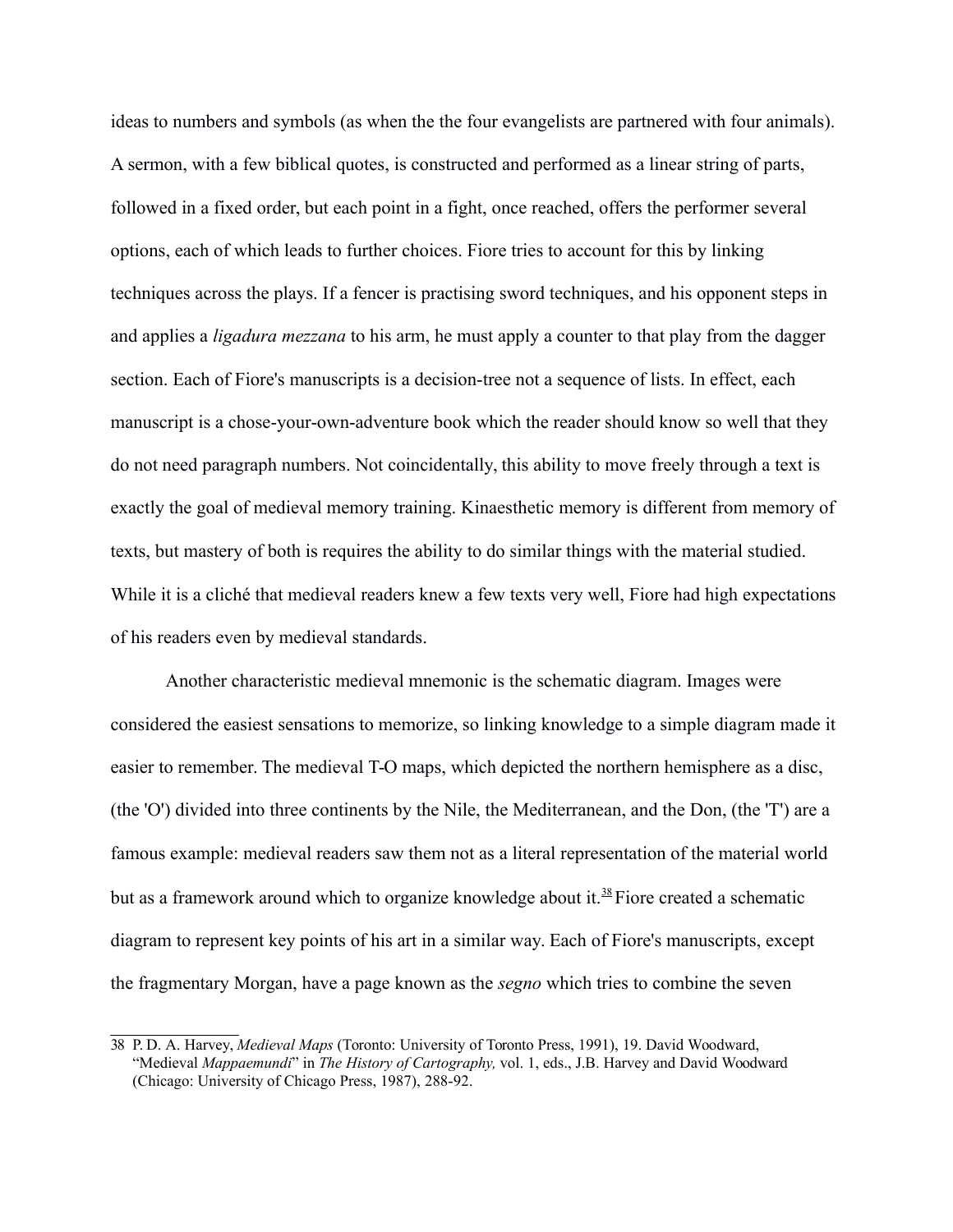ideas to numbers and symbols (as when the the four evangelists are partnered with four animals). A sermon, with a few biblical quotes, is constructed and performed as a linear string of parts, followed in a fixed order, but each point in a fight, once reached, offers the performer several options, each of which leads to further choices. Fiore tries to account for this by linking techniques across the plays. If a fencer is practising sword techniques, and his opponent steps in and applies a *ligadura mezzana* to his arm, he must apply a counter to that play from the dagger section. Each of Fiore's manuscripts is a decision-tree not a sequence of lists. In effect, each manuscript is a chose-your-own-adventure book which the reader should know so well that they do not need paragraph numbers. Not coincidentally, this ability to move freely through a text is exactly the goal of medieval memory training. Kinaesthetic memory is different from memory of texts, but mastery of both is requires the ability to do similar things with the material studied. While it is a cliché that medieval readers knew a few texts very well, Fiore had high expectations of his readers even by medieval standards.

Another characteristic medieval mnemonic is the schematic diagram. Images were considered the easiest sensations to memorize, so linking knowledge to a simple diagram made it easier to remember. The medieval T-O maps, which depicted the northern hemisphere as a disc, (the 'O') divided into three continents by the Nile, the Mediterranean, and the Don, (the 'T') are a famous example: medieval readers saw them not as a literal representation of the material world but as a framework around which to organize knowledge about it.[38] Fiore created a schematic diagram to represent key points of his art in a similar way. Each of Fiore's manuscripts, except the fragmentary Morgan, have a page known as the *segno* which tries to combine the seven

38 P. D. A. Harvey, *Medieval Maps* (Toronto: University of Toronto Press, 1991), 19. David Woodward, "Medieval *Mappaemundi*" in *The History of Cartography,* vol. 1, eds., J.B. Harvey and David Woodward (Chicago: University of Chicago Press, 1987), 288-92.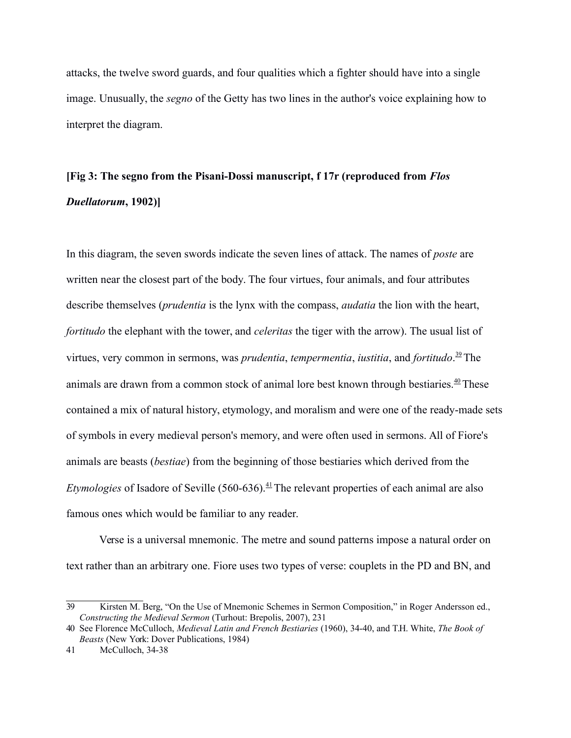attacks, the twelve sword guards, and four qualities which a fighter should have into a single image. Unusually, the *segno* of the Getty has two lines in the author's voice explaining how to interpret the diagram.

**[Fig 3: The segno from the Pisani-Dossi manuscript, f 17r (reproduced from *Flos Duellatorum*, 1902)]**

In this diagram, the seven swords indicate the seven lines of attack. The names of *poste* are written near the closest part of the body. The four virtues, four animals, and four attributes describe themselves (*prudentia* is the lynx with the compass, *audatia* the lion with the heart, *fortitudo* the elephant with the tower, and *celeritas* the tiger with the arrow). The usual list of virtues, very common in sermons, was *prudentia*, *tempermentia*, *iustitia*, and *fortitudo*.[39] The animals are drawn from a common stock of animal lore best known through bestiaries.[40] These contained a mix of natural history, etymology, and moralism and were one of the ready-made sets of symbols in every medieval person's memory, and were often used in sermons. All of Fiore's animals are beasts (*bestiae*) from the beginning of those bestiaries which derived from the *Etymologies* of Isadore of Seville (560-636).[41] The relevant properties of each animal are also famous ones which would be familiar to any reader.

Verse is a universal mnemonic. The metre and sound patterns impose a natural order on text rather than an arbitrary one. Fiore uses two types of verse: couplets in the PD and BN, and

---

39 Kirsten M. Berg, "On the Use of Mnemonic Schemes in Sermon Composition," in Roger Andersson ed., *Constructing the Medieval Sermon* (Turhout: Brepolis, 2007), 231

40 See Florence McCulloch, *Medieval Latin and French Bestiaries* (1960), 34-40, and T.H. White, *The Book of Beasts* (New York: Dover Publications, 1984)

41 McCulloch, 34-38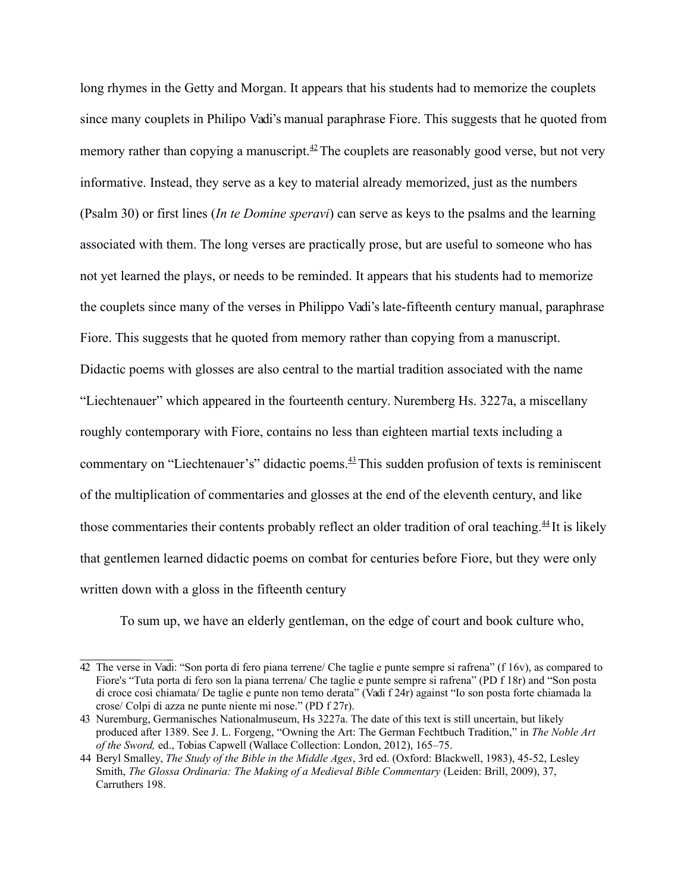long rhymes in the Getty and Morgan. It appears that his students had to memorize the couplets since many couplets in Philipo Vadi's manual paraphrase Fiore. This suggests that he quoted from memory rather than copying a manuscript.[42] The couplets are reasonably good verse, but not very informative. Instead, they serve as a key to material already memorized, just as the numbers (Psalm 30) or first lines (*In te Domine speravi*) can serve as keys to the psalms and the learning associated with them. The long verses are practically prose, but are useful to someone who has not yet learned the plays, or needs to be reminded. It appears that his students had to memorize the couplets since many of the verses in Philippo Vadi's late-fifteenth century manual, paraphrase Fiore. This suggests that he quoted from memory rather than copying from a manuscript. Didactic poems with glosses are also central to the martial tradition associated with the name "Liechtenauer" which appeared in the fourteenth century. Nuremberg Hs. 3227a, a miscellany roughly contemporary with Fiore, contains no less than eighteen martial texts including a commentary on "Liechtenauer's" didactic poems.[43] This sudden profusion of texts is reminiscent of the multiplication of commentaries and glosses at the end of the eleventh century, and like those commentaries their contents probably reflect an older tradition of oral teaching.[44] It is likely that gentlemen learned didactic poems on combat for centuries before Fiore, but they were only written down with a gloss in the fifteenth century

To sum up, we have an elderly gentleman, on the edge of court and book culture who,

---

42 The verse in Vadi: "Son porta di fero piana terrene/ Che taglie e punte sempre si rafrena" (f 16v), as compared to Fiore's "Tuta porta di fero son la piana terrena/ Che taglie e punte sempre si rafrena" (PD f 18r) and "Son posta di croce cosi chiamata/ De taglie e punte non temo derata" (Vadi f 24r) against "Io son posta forte chiamada la crose/ Colpi di azza ne punte niente mi nose." (PD f 27r).

43 Nuremburg, Germanisches Nationalmuseum, Hs 3227a. The date of this text is still uncertain, but likely produced after 1389. See J. L. Forgeng, "Owning the Art: The German Fechtbuch Tradition," in *The Noble Art of the Sword,* ed., Tobias Capwell (Wallace Collection: London, 2012), 165–75.

44 Beryl Smalley, *The Study of the Bible in the Middle Ages*, 3rd ed. (Oxford: Blackwell, 1983), 45-52, Lesley Smith, *The Glossa Ordinaria: The Making of a Medieval Bible Commentary* (Leiden: Brill, 2009), 37, Carruthers 198.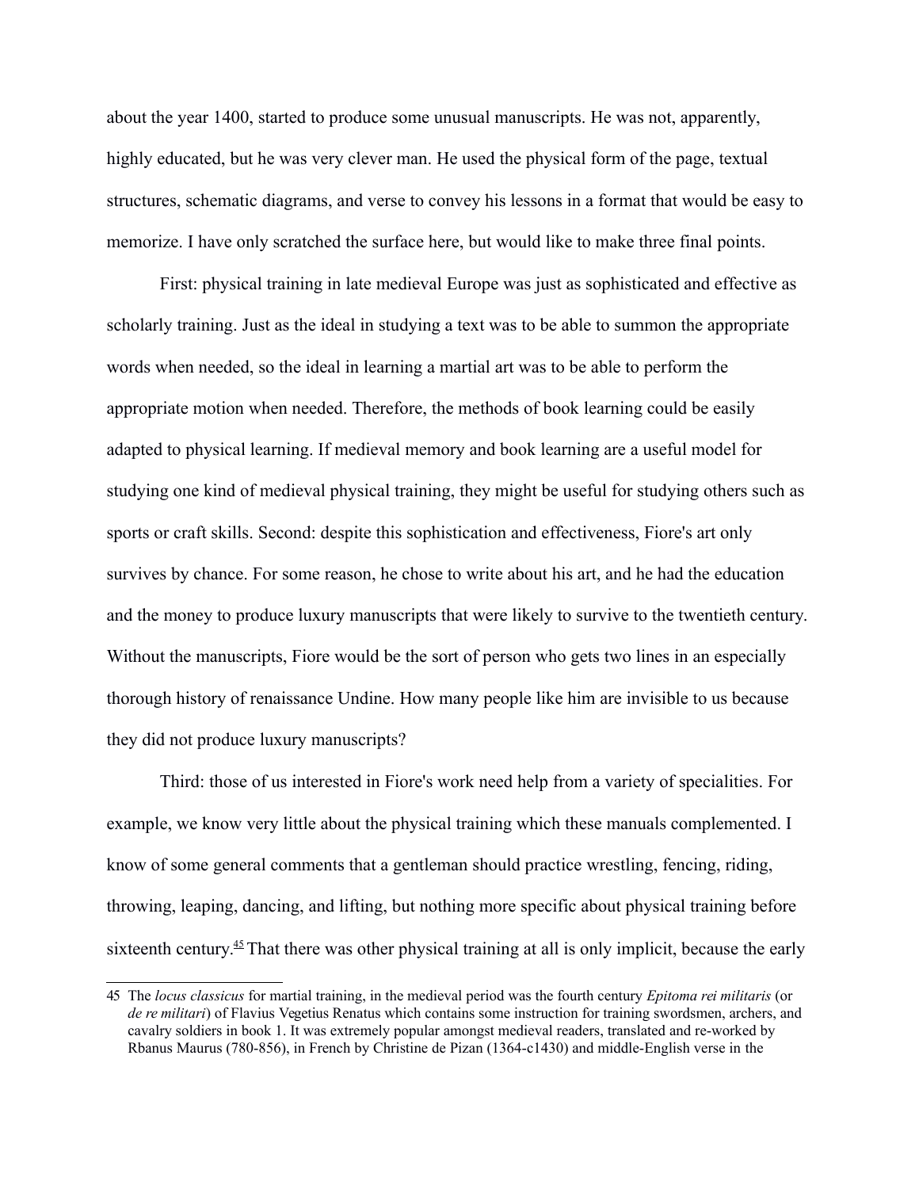about the year 1400, started to produce some unusual manuscripts. He was not, apparently, highly educated, but he was very clever man. He used the physical form of the page, textual structures, schematic diagrams, and verse to convey his lessons in a format that would be easy to memorize. I have only scratched the surface here, but would like to make three final points.

First: physical training in late medieval Europe was just as sophisticated and effective as scholarly training. Just as the ideal in studying a text was to be able to summon the appropriate words when needed, so the ideal in learning a martial art was to be able to perform the appropriate motion when needed. Therefore, the methods of book learning could be easily adapted to physical learning. If medieval memory and book learning are a useful model for studying one kind of medieval physical training, they might be useful for studying others such as sports or craft skills. Second: despite this sophistication and effectiveness, Fiore's art only survives by chance. For some reason, he chose to write about his art, and he had the education and the money to produce luxury manuscripts that were likely to survive to the twentieth century. Without the manuscripts, Fiore would be the sort of person who gets two lines in an especially thorough history of renaissance Undine. How many people like him are invisible to us because they did not produce luxury manuscripts?

Third: those of us interested in Fiore's work need help from a variety of specialities. For example, we know very little about the physical training which these manuals complemented. I know of some general comments that a gentleman should practice wrestling, fencing, riding, throwing, leaping, dancing, and lifting, but nothing more specific about physical training before sixteenth century.[45] That there was other physical training at all is only implicit, because the early

45 The *locus classicus* for martial training, in the medieval period was the fourth century *Epitoma rei militaris* (or *de re militari*) of Flavius Vegetius Renatus which contains some instruction for training swordsmen, archers, and cavalry soldiers in book 1. It was extremely popular amongst medieval readers, translated and re-worked by Rbanus Maurus (780-856), in French by Christine de Pizan (1364-c1430) and middle-English verse in the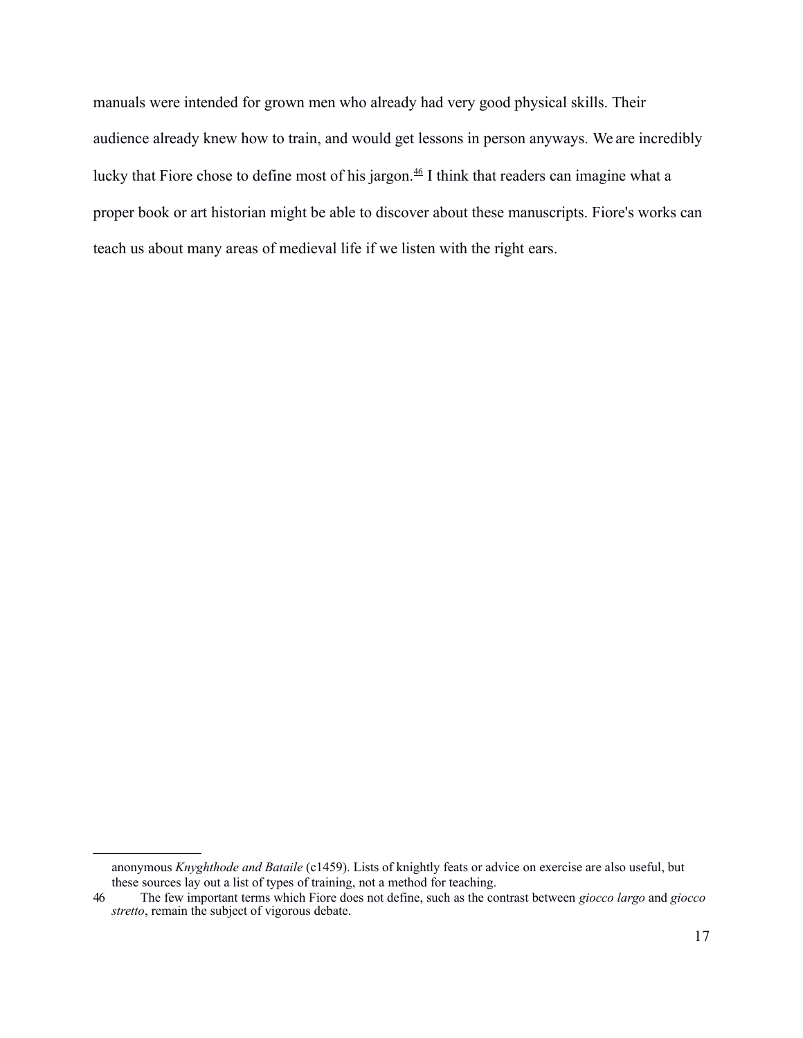manuals were intended for grown men who already had very good physical skills. Their audience already knew how to train, and would get lessons in person anyways. We are incredibly lucky that Fiore chose to define most of his jargon.[46] I think that readers can imagine what a proper book or art historian might be able to discover about these manuscripts. Fiore's works can teach us about many areas of medieval life if we listen with the right ears.

---

anonymous *Knyghthode and Bataile* (c1459). Lists of knightly feats or advice on exercise are also useful, but these sources lay out a list of types of training, not a method for teaching.

46 The few important terms which Fiore does not define, such as the contrast between *giocco largo* and *giocco stretto*, remain the subject of vigorous debate.